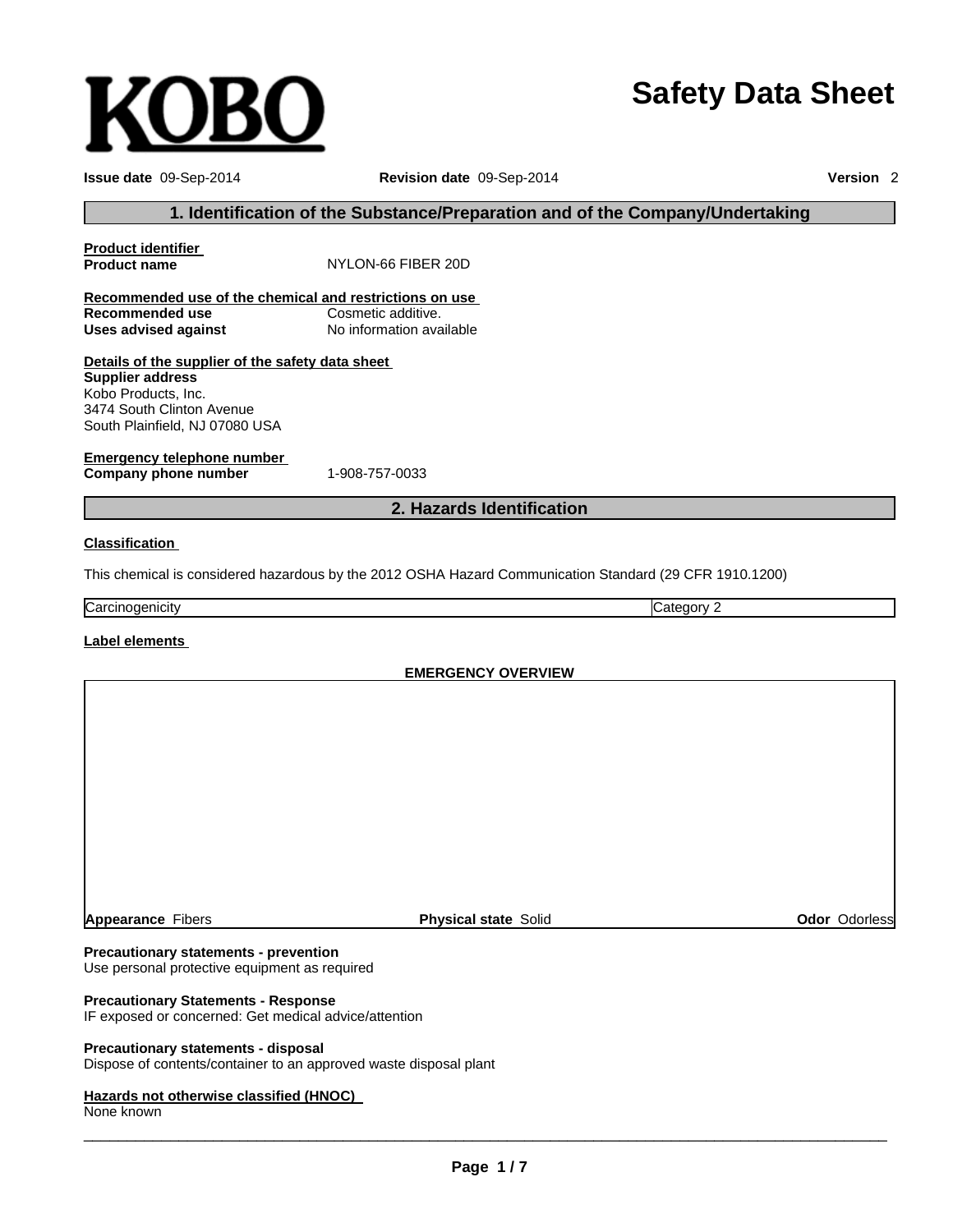KOBO

# Safety Data Sheet

**Issue date** 09-Sep-2014 **Revision date** 09-Sep-2014 **Version** 2

## 1. Identification of the Substance/Preparation and of the Company/Undertaking

**Product identifier**

**Product name** NYLON-66 FIBER 20D

**Recommended use of the chemical and restrictions on use**

**Recommended use** Cosmetic additive.

**Uses advised against** No information available

**Details of the supplier of the safety data sheet**

**Supplier address**
Kobo Products, Inc.
3474 South Clinton Avenue
South Plainfield, NJ 07080 USA

**Emergency telephone number**

**Company phone number** 1-908-757-0033

## 2. Hazards Identification

**Classification**

This chemical is considered hazardous by the 2012 OSHA Hazard Communication Standard (29 CFR 1910.1200)

| Carcinogenicity | Category 2 |
|---|---|

**Label elements**

**EMERGENCY OVERVIEW**

**Appearance** Fibers **Physical state** Solid **Odor** Odorless

**Precautionary statements - prevention**
Use personal protective equipment as required

**Precautionary Statements - Response**
IF exposed or concerned: Get medical advice/attention

**Precautionary statements - disposal**
Dispose of contents/container to an approved waste disposal plant

**Hazards not otherwise classified (HNOC)**
None known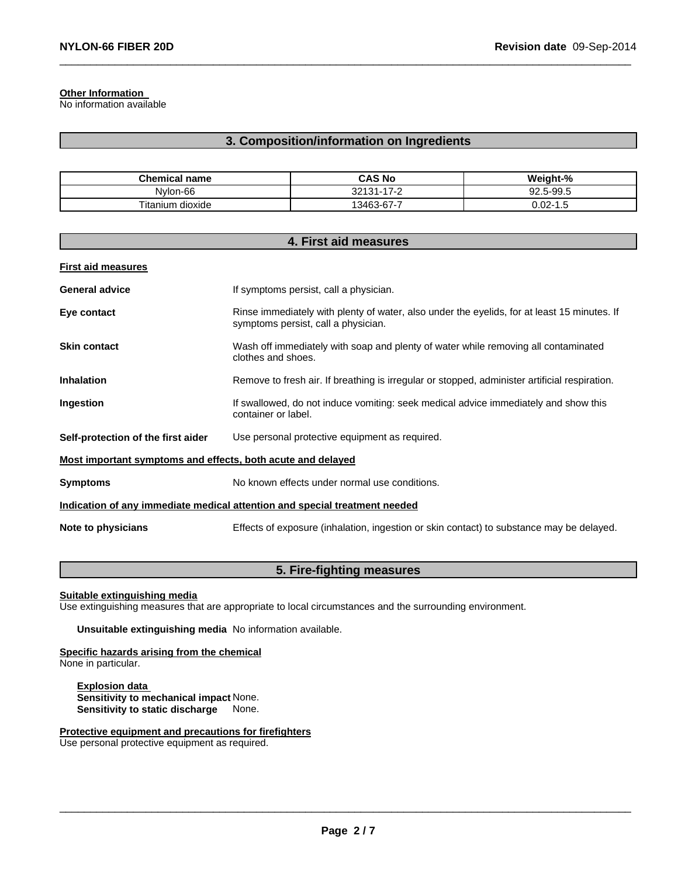**Other Information**
No information available

## 3. Composition/information on Ingredients

| Chemical name | CAS No | Weight-% |
| --- | --- | --- |
| Nylon-66 | 32131-17-2 | 92.5-99.5 |
| Titanium dioxide | 13463-67-7 | 0.02-1.5 |

## 4. First aid measures

**First aid measures**

**General advice** If symptoms persist, call a physician.

**Eye contact** Rinse immediately with plenty of water, also under the eyelids, for at least 15 minutes. If symptoms persist, call a physician.

**Skin contact** Wash off immediately with soap and plenty of water while removing all contaminated clothes and shoes.

**Inhalation** Remove to fresh air. If breathing is irregular or stopped, administer artificial respiration.

**Ingestion** If swallowed, do not induce vomiting: seek medical advice immediately and show this container or label.

**Self-protection of the first aider** Use personal protective equipment as required.

**Most important symptoms and effects, both acute and delayed**

**Symptoms** No known effects under normal use conditions.

**Indication of any immediate medical attention and special treatment needed**

**Note to physicians** Effects of exposure (inhalation, ingestion or skin contact) to substance may be delayed.

## 5. Fire-fighting measures

**Suitable extinguishing media**
Use extinguishing measures that are appropriate to local circumstances and the surrounding environment.

**Unsuitable extinguishing media** No information available.

**Specific hazards arising from the chemical**
None in particular.

**Explosion data**
**Sensitivity to mechanical impact** None.
**Sensitivity to static discharge** None.

**Protective equipment and precautions for firefighters**
Use personal protective equipment as required.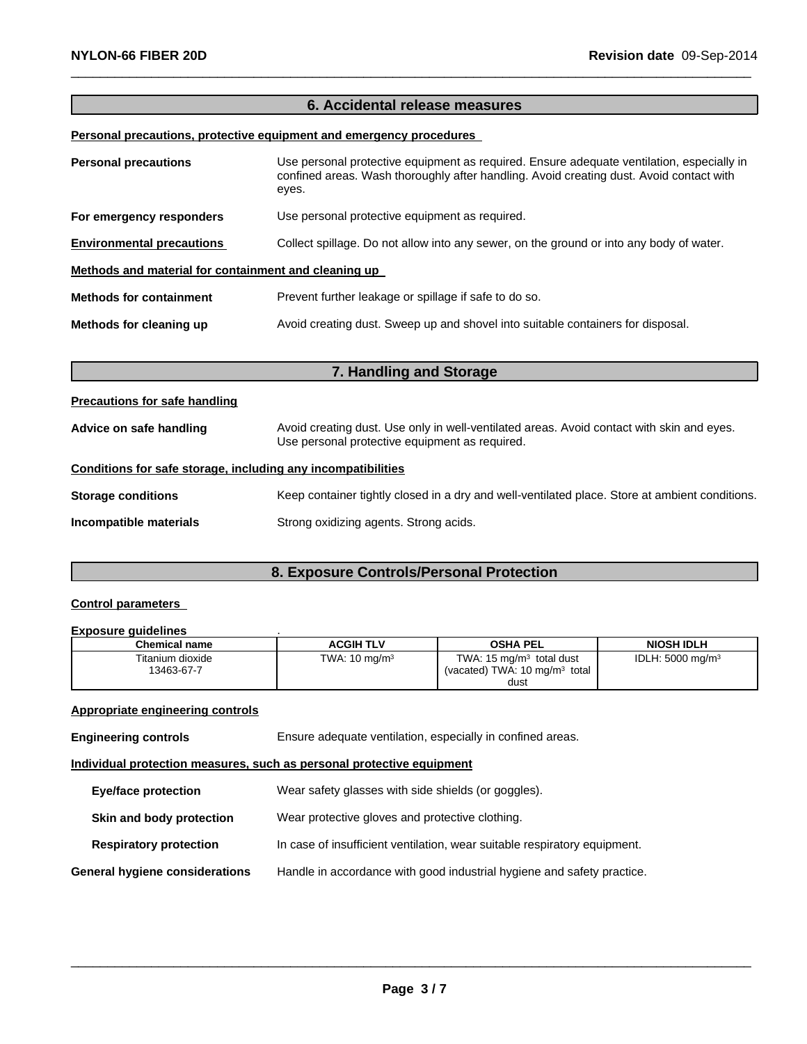## 6. Accidental release measures

**Personal precautions, protective equipment and emergency procedures**

**Personal precautions** Use personal protective equipment as required. Ensure adequate ventilation, especially in confined areas. Wash thoroughly after handling. Avoid creating dust. Avoid contact with eyes.

**For emergency responders** Use personal protective equipment as required.

**Environmental precautions** Collect spillage. Do not allow into any sewer, on the ground or into any body of water.

**Methods and material for containment and cleaning up**

**Methods for containment** Prevent further leakage or spillage if safe to do so.

**Methods for cleaning up** Avoid creating dust. Sweep up and shovel into suitable containers for disposal.

## 7. Handling and Storage

**Precautions for safe handling**

**Advice on safe handling** Avoid creating dust. Use only in well-ventilated areas. Avoid contact with skin and eyes. Use personal protective equipment as required.

**Conditions for safe storage, including any incompatibilities**

**Storage conditions** Keep container tightly closed in a dry and well-ventilated place. Store at ambient conditions.

**Incompatible materials** Strong oxidizing agents. Strong acids.

## 8. Exposure Controls/Personal Protection

**Control parameters**

**Exposure guidelines** .

| Chemical name | ACGIH TLV | OSHA PEL | NIOSH IDLH |
|---|---|---|---|
| Titanium dioxide 13463-67-7 | TWA: 10 mg/m$^3$ | TWA: 15 mg/m$^3$ total dust (vacated) TWA: 10 mg/m$^3$ total dust | IDLH: 5000 mg/m$^3$ |

**Appropriate engineering controls**

**Engineering controls** Ensure adequate ventilation, especially in confined areas.

**Individual protection measures, such as personal protective equipment**

**Eye/face protection** Wear safety glasses with side shields (or goggles).

**Skin and body protection** Wear protective gloves and protective clothing.

**Respiratory protection** In case of insufficient ventilation, wear suitable respiratory equipment.

**General hygiene considerations** Handle in accordance with good industrial hygiene and safety practice.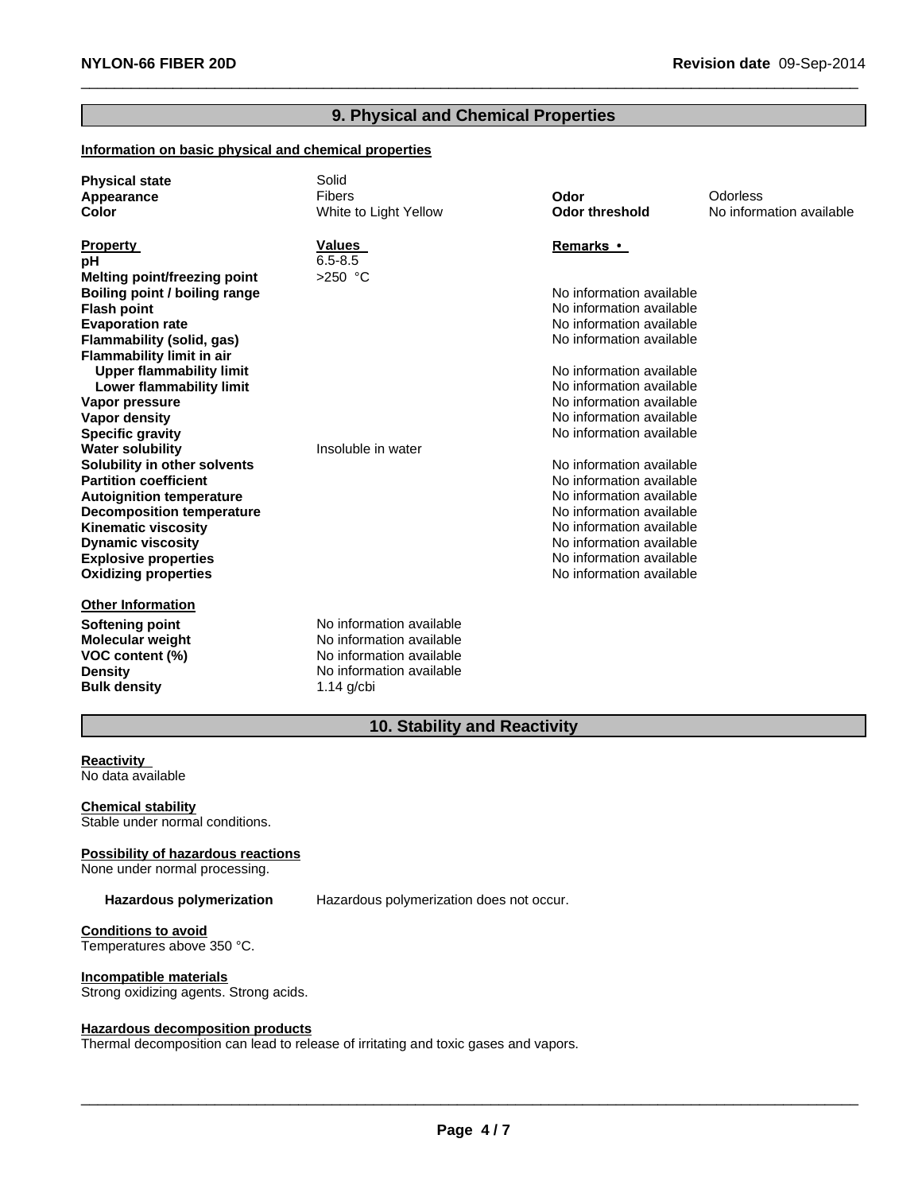## 9. Physical and Chemical Properties

**Information on basic physical and chemical properties**

| | | | |
|---|---|---|---|
| **Physical state** | Solid | | |
| **Appearance** | Fibers | **Odor** | Odorless |
| **Color** | White to Light Yellow | **Odor threshold** | No information available |

| **Property** | **Values** | **Remarks •** |
|---|---|---|
| **pH** | 6.5-8.5 | |
| **Melting point/freezing point** | >250 °C | |
| **Boiling point / boiling range** | | No information available |
| **Flash point** | | No information available |
| **Evaporation rate** | | No information available |
| **Flammability (solid, gas)** | | No information available |
| **Flammability limit in air** | | |
| **Upper flammability limit** | | No information available |
| **Lower flammability limit** | | No information available |
| **Vapor pressure** | | No information available |
| **Vapor density** | | No information available |
| **Specific gravity** | | No information available |
| **Water solubility** | Insoluble in water | |
| **Solubility in other solvents** | | No information available |
| **Partition coefficient** | | No information available |
| **Autoignition temperature** | | No information available |
| **Decomposition temperature** | | No information available |
| **Kinematic viscosity** | | No information available |
| **Dynamic viscosity** | | No information available |
| **Explosive properties** | | No information available |
| **Oxidizing properties** | | No information available |

**Other Information**

| | |
|---|---|
| **Softening point** | No information available |
| **Molecular weight** | No information available |
| **VOC content (%)** | No information available |
| **Density** | No information available |
| **Bulk density** | 1.14 g/cbi |

## 10. Stability and Reactivity

**Reactivity**
No data available

**Chemical stability**
Stable under normal conditions.

**Possibility of hazardous reactions**
None under normal processing.

**Hazardous polymerization** Hazardous polymerization does not occur.

**Conditions to avoid**
Temperatures above 350 °C.

**Incompatible materials**
Strong oxidizing agents. Strong acids.

**Hazardous decomposition products**
Thermal decomposition can lead to release of irritating and toxic gases and vapors.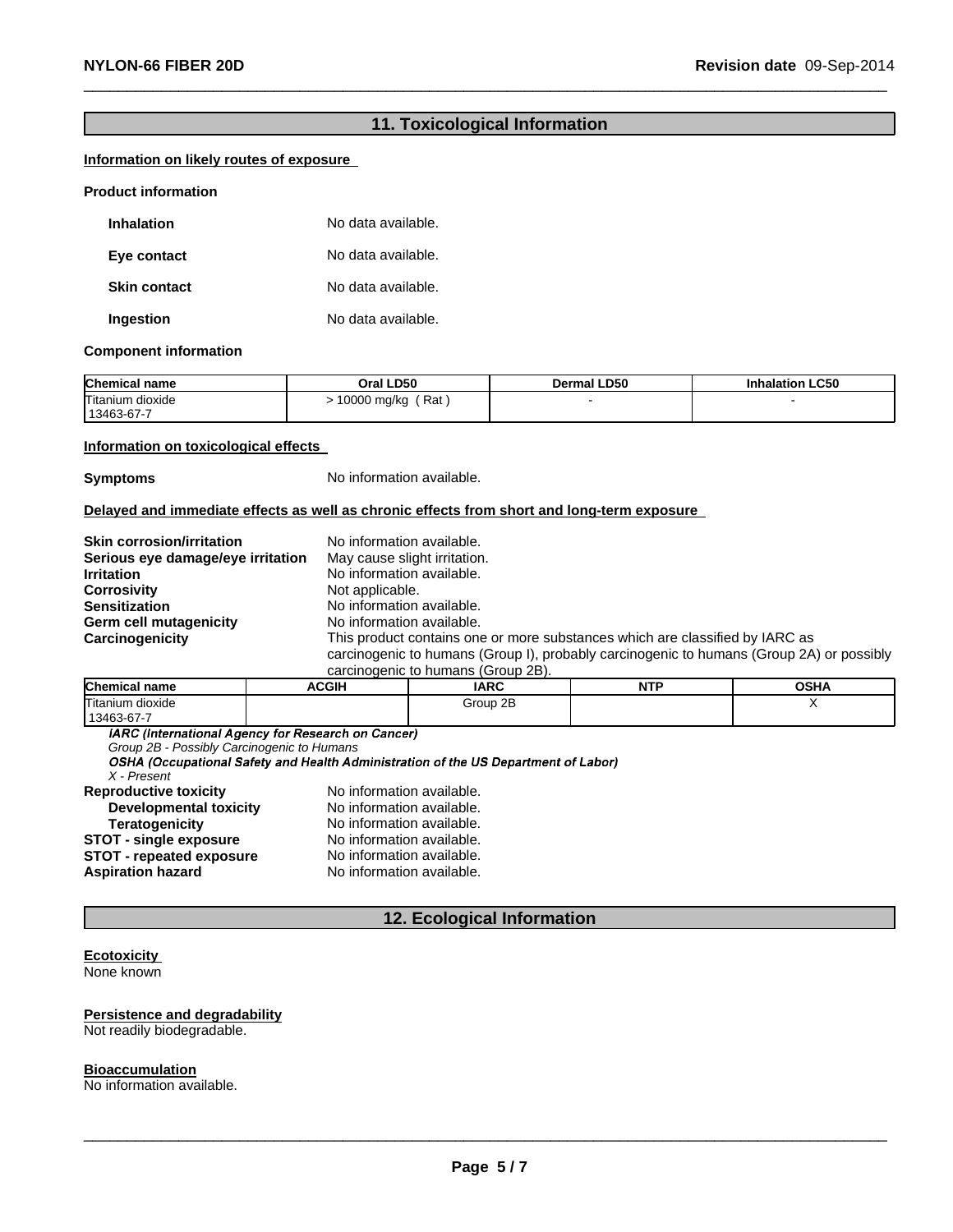## 11. Toxicological Information

**Information on likely routes of exposure**

**Product information**

**Inhalation** No data available.

**Eye contact** No data available.

**Skin contact** No data available.

**Ingestion** No data available.

**Component information**

| Chemical name | Oral LD50 | Dermal LD50 | Inhalation LC50 |
|---|---|---|---|
| Titanium dioxide 13463-67-7 | > 10000 mg/kg ( Rat ) | - | - |

**Information on toxicological effects**

**Symptoms** No information available.

**Delayed and immediate effects as well as chronic effects from short and long-term exposure**

**Skin corrosion/irritation** No information available.
**Serious eye damage/eye irritation** May cause slight irritation.
**Irritation** No information available.
**Corrosivity** Not applicable.
**Sensitization** No information available.
**Germ cell mutagenicity** No information available.
**Carcinogenicity** This product contains one or more substances which are classified by IARC as carcinogenic to humans (Group I), probably carcinogenic to humans (Group 2A) or possibly carcinogenic to humans (Group 2B).

| Chemical name | ACGIH | IARC | NTP | OSHA |
|---|---|---|---|---|
| Titanium dioxide 13463-67-7 | | Group 2B | | X |

***IARC (International Agency for Research on Cancer)***
*Group 2B - Possibly Carcinogenic to Humans*
***OSHA (Occupational Safety and Health Administration of the US Department of Labor)***
*X - Present*

**Reproductive toxicity** No information available.
**Developmental toxicity** No information available.
**Teratogenicity** No information available.
**STOT - single exposure** No information available.
**STOT - repeated exposure** No information available.
**Aspiration hazard** No information available.

## 12. Ecological Information

**Ecotoxicity**
None known

**Persistence and degradability**
Not readily biodegradable.

**Bioaccumulation**
No information available.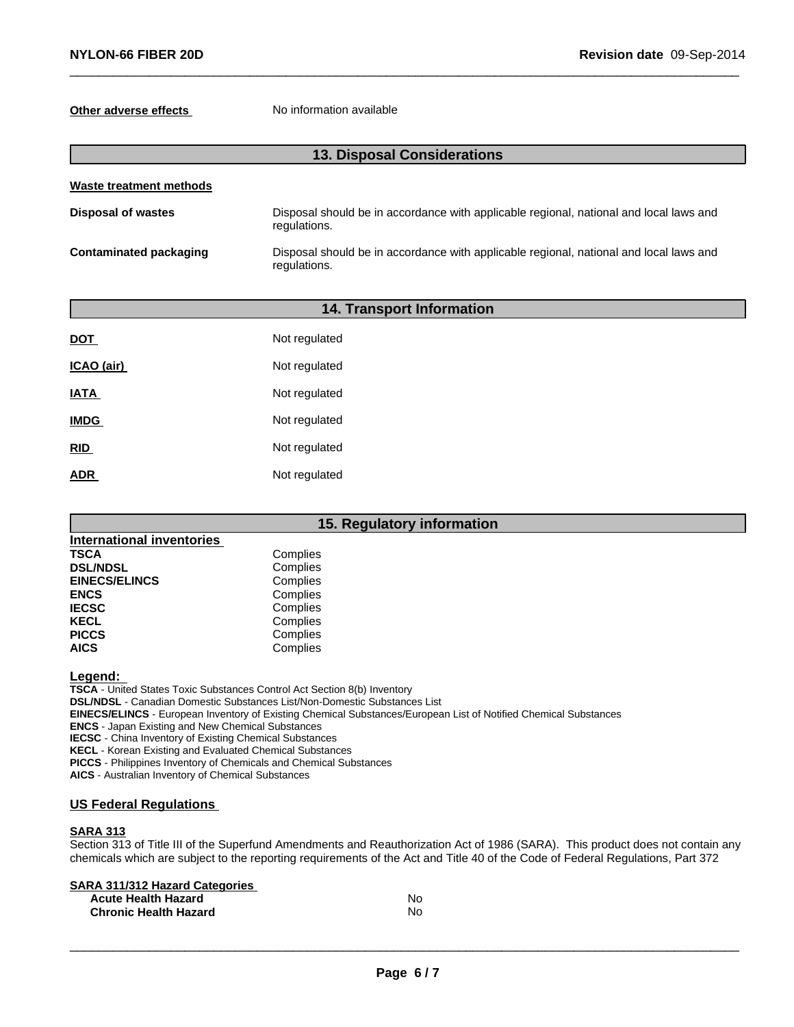**Other adverse effects** No information available

## 13. Disposal Considerations

**Waste treatment methods**

| | |
|---|---|
| **Disposal of wastes** | Disposal should be in accordance with applicable regional, national and local laws and regulations. |
| **Contaminated packaging** | Disposal should be in accordance with applicable regional, national and local laws and regulations. |

## 14. Transport Information

| | |
|---|---|
| **DOT** | Not regulated |
| **ICAO (air)** | Not regulated |
| **IATA** | Not regulated |
| **IMDG** | Not regulated |
| **RID** | Not regulated |
| **ADR** | Not regulated |

## 15. Regulatory information

**International inventories**

| | |
|---|---|
| **TSCA** | Complies |
| **DSL/NDSL** | Complies |
| **EINECS/ELINCS** | Complies |
| **ENCS** | Complies |
| **IECSC** | Complies |
| **KECL** | Complies |
| **PICCS** | Complies |
| **AICS** | Complies |

**Legend:**

**TSCA** - United States Toxic Substances Control Act Section 8(b) Inventory
**DSL/NDSL** - Canadian Domestic Substances List/Non-Domestic Substances List
**EINECS/ELINCS** - European Inventory of Existing Chemical Substances/European List of Notified Chemical Substances
**ENCS** - Japan Existing and New Chemical Substances
**IECSC** - China Inventory of Existing Chemical Substances
**KECL** - Korean Existing and Evaluated Chemical Substances
**PICCS** - Philippines Inventory of Chemicals and Chemical Substances
**AICS** - Australian Inventory of Chemical Substances

### US Federal Regulations

**SARA 313**

Section 313 of Title III of the Superfund Amendments and Reauthorization Act of 1986 (SARA). This product does not contain any chemicals which are subject to the reporting requirements of the Act and Title 40 of the Code of Federal Regulations, Part 372

**SARA 311/312 Hazard Categories**

| | |
|---|---|
| **Acute Health Hazard** | No |
| **Chronic Health Hazard** | No |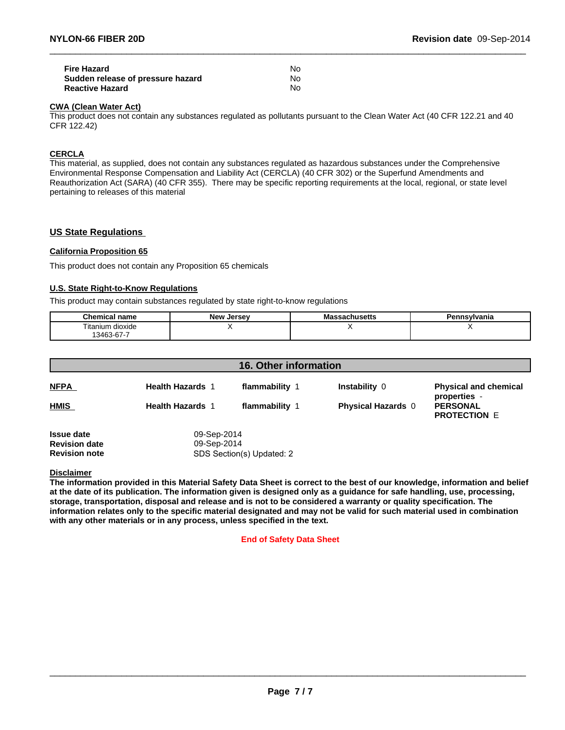| | |
|---|---|
| **Fire Hazard** | No |
| **Sudden release of pressure hazard** | No |
| **Reactive Hazard** | No |

**CWA (Clean Water Act)**

This product does not contain any substances regulated as pollutants pursuant to the Clean Water Act (40 CFR 122.21 and 40 CFR 122.42)

**CERCLA**

This material, as supplied, does not contain any substances regulated as hazardous substances under the Comprehensive Environmental Response Compensation and Liability Act (CERCLA) (40 CFR 302) or the Superfund Amendments and Reauthorization Act (SARA) (40 CFR 355). There may be specific reporting requirements at the local, regional, or state level pertaining to releases of this material

## US State Regulations

**California Proposition 65**

This product does not contain any Proposition 65 chemicals

**U.S. State Right-to-Know Regulations**

This product may contain substances regulated by state right-to-know regulations

| Chemical name | New Jersey | Massachusetts | Pennsylvania |
|---|---|---|---|
| Titanium dioxide 13463-67-7 | X | X | X |

## 16. Other information

| | | | | |
|---|---|---|---|---|
| **NFPA** | **Health Hazards** 1 | **flammability** 1 | **Instability** 0 | **Physical and chemical properties** - |
| **HMIS** | **Health Hazards** 1 | **flammability** 1 | **Physical Hazards** 0 | **PERSONAL PROTECTION** E |

| | |
|---|---|
| **Issue date** | 09-Sep-2014 |
| **Revision date** | 09-Sep-2014 |
| **Revision note** | SDS Section(s) Updated: 2 |

**Disclaimer**

**The information provided in this Material Safety Data Sheet is correct to the best of our knowledge, information and belief at the date of its publication. The information given is designed only as a guidance for safe handling, use, processing, storage, transportation, disposal and release and is not to be considered a warranty or quality specification. The information relates only to the specific material designated and may not be valid for such material used in combination with any other materials or in any process, unless specified in the text.**

**End of Safety Data Sheet**